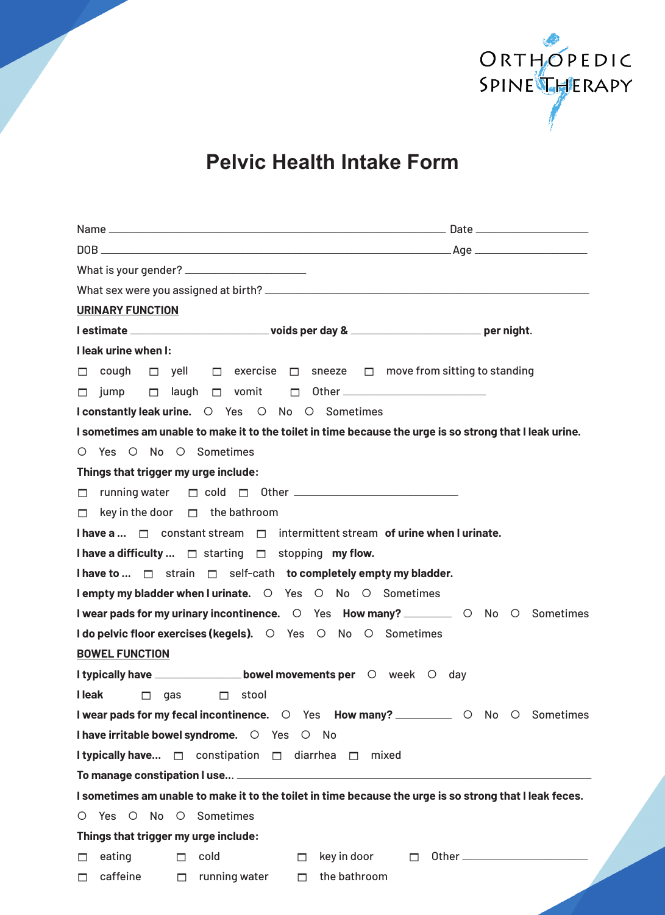ORTHOPEDIC SPINE THERAPY

# Pelvic Health Intake Form

Name ______________________________ Date ______________

DOB ______________________________ Age ______________

What is your gender? ______________

What sex were you assigned at birth? ______________________________

## URINARY FUNCTION

**I estimate** ______________ **voids per day &** ______________ **per night.**

**I leak urine when I:**

☐ cough ☐ yell ☐ exercise ☐ sneeze ☐ move from sitting to standing

☐ jump ☐ laugh ☐ vomit ☐ Other ______________

**I constantly leak urine.** ○ Yes ○ No ○ Sometimes

**I sometimes am unable to make it to the toilet in time because the urge is so strong that I leak urine.**

○ Yes ○ No ○ Sometimes

**Things that trigger my urge include:**

☐ running water ☐ cold ☐ Other ______________

☐ key in the door ☐ the bathroom

**I have a ...** ☐ constant stream ☐ intermittent stream **of urine when I urinate.**

**I have a difficulty ...** ☐ starting ☐ stopping **my flow.**

**I have to ...** ☐ strain ☐ self-cath **to completely empty my bladder.**

**I empty my bladder when I urinate.** ○ Yes ○ No ○ Sometimes

**I wear pads for my urinary incontinence.** ○ Yes **How many?** ________ ○ No ○ Sometimes

**I do pelvic floor exercises (kegels).** ○ Yes ○ No ○ Sometimes

## BOWEL FUNCTION

**I typically have** ______________ **bowel movements per** ○ week ○ day

**I leak** ☐ gas ☐ stool

**I wear pads for my fecal incontinence.** ○ Yes **How many?** ________ ○ No ○ Sometimes

**I have irritable bowel syndrome.** ○ Yes ○ No

**I typically have...** ☐ constipation ☐ diarrhea ☐ mixed

**To manage constipation I use...** ______________________________

**I sometimes am unable to make it to the toilet in time because the urge is so strong that I leak feces.**

○ Yes ○ No ○ Sometimes

**Things that trigger my urge include:**

☐ eating ☐ cold ☐ key in door ☐ Other ______________

☐ caffeine ☐ running water ☐ the bathroom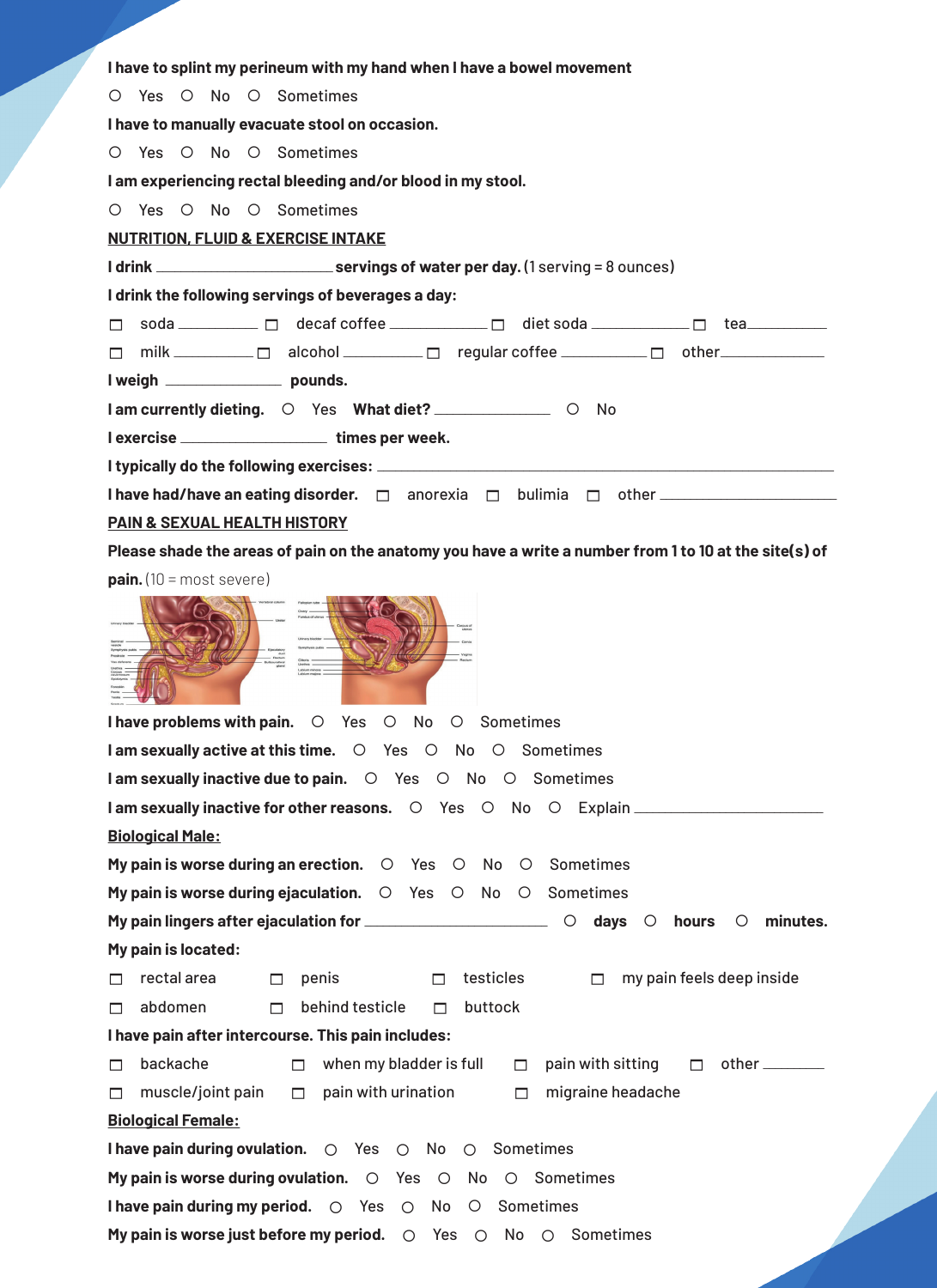**I have to splint my perineum with my hand when I have a bowel movement**

○ Yes ○ No ○ Sometimes

**I have to manually evacuate stool on occasion.**

○ Yes ○ No ○ Sometimes

**I am experiencing rectal bleeding and/or blood in my stool.**

○ Yes ○ No ○ Sometimes

## NUTRITION, FLUID & EXERCISE INTAKE

**I drink \_\_\_\_\_\_\_\_\_\_\_\_\_\_\_\_\_\_\_\_ servings of water per day.** (1 serving = 8 ounces)

**I drink the following servings of beverages a day:**

☐ soda \_\_\_\_\_\_\_\_\_ ☐ decaf coffee \_\_\_\_\_\_\_\_\_ ☐ diet soda \_\_\_\_\_\_\_\_\_ ☐ tea\_\_\_\_\_\_\_\_\_

☐ milk \_\_\_\_\_\_\_\_\_ ☐ alcohol \_\_\_\_\_\_\_\_\_ ☐ regular coffee \_\_\_\_\_\_\_\_\_ ☐ other\_\_\_\_\_\_\_\_\_

**I weigh \_\_\_\_\_\_\_\_\_\_\_\_ pounds.**

**I am currently dieting.** ○ Yes **What diet?** \_\_\_\_\_\_\_\_\_\_\_\_ ○ No

**I exercise \_\_\_\_\_\_\_\_\_\_\_\_\_\_\_ times per week.**

**I typically do the following exercises:** \_\_\_\_\_\_\_\_\_\_\_\_\_\_\_\_\_\_\_\_\_\_\_\_\_\_\_\_\_\_\_\_\_\_\_\_

**I have had/have an eating disorder.** ☐ anorexia ☐ bulimia ☐ other \_\_\_\_\_\_\_\_\_\_\_\_\_\_\_\_\_\_

## PAIN & SEXUAL HEALTH HISTORY

**Please shade the areas of pain on the anatomy you have a write a number from 1 to 10 at the site(s) of pain.** (10 = most severe)

**I have problems with pain.** ○ Yes ○ No ○ Sometimes

**I am sexually active at this time.** ○ Yes ○ No ○ Sometimes

**I am sexually inactive due to pain.** ○ Yes ○ No ○ Sometimes

**I am sexually inactive for other reasons.** ○ Yes ○ No ○ Explain \_\_\_\_\_\_\_\_\_\_\_\_\_\_\_\_\_\_\_\_\_\_\_\_

### Biological Male:

**My pain is worse during an erection.** ○ Yes ○ No ○ Sometimes

**My pain is worse during ejaculation.** ○ Yes ○ No ○ Sometimes

**My pain lingers after ejaculation for** \_\_\_\_\_\_\_\_\_\_\_\_\_\_\_\_\_\_\_\_ ○ **days** ○ **hours** ○ **minutes.**

**My pain is located:**

☐ rectal area ☐ penis ☐ testicles ☐ my pain feels deep inside

☐ abdomen ☐ behind testicle ☐ buttock

**I have pain after intercourse. This pain includes:**

☐ backache ☐ when my bladder is full ☐ pain with sitting ☐ other \_\_\_\_\_\_\_\_

☐ muscle/joint pain ☐ pain with urination ☐ migraine headache

### Biological Female:

**I have pain during ovulation.** ○ Yes ○ No ○ Sometimes

**My pain is worse during ovulation.** ○ Yes ○ No ○ Sometimes

**I have pain during my period.** ○ Yes ○ No ○ Sometimes

**My pain is worse just before my period.** ○ Yes ○ No ○ Sometimes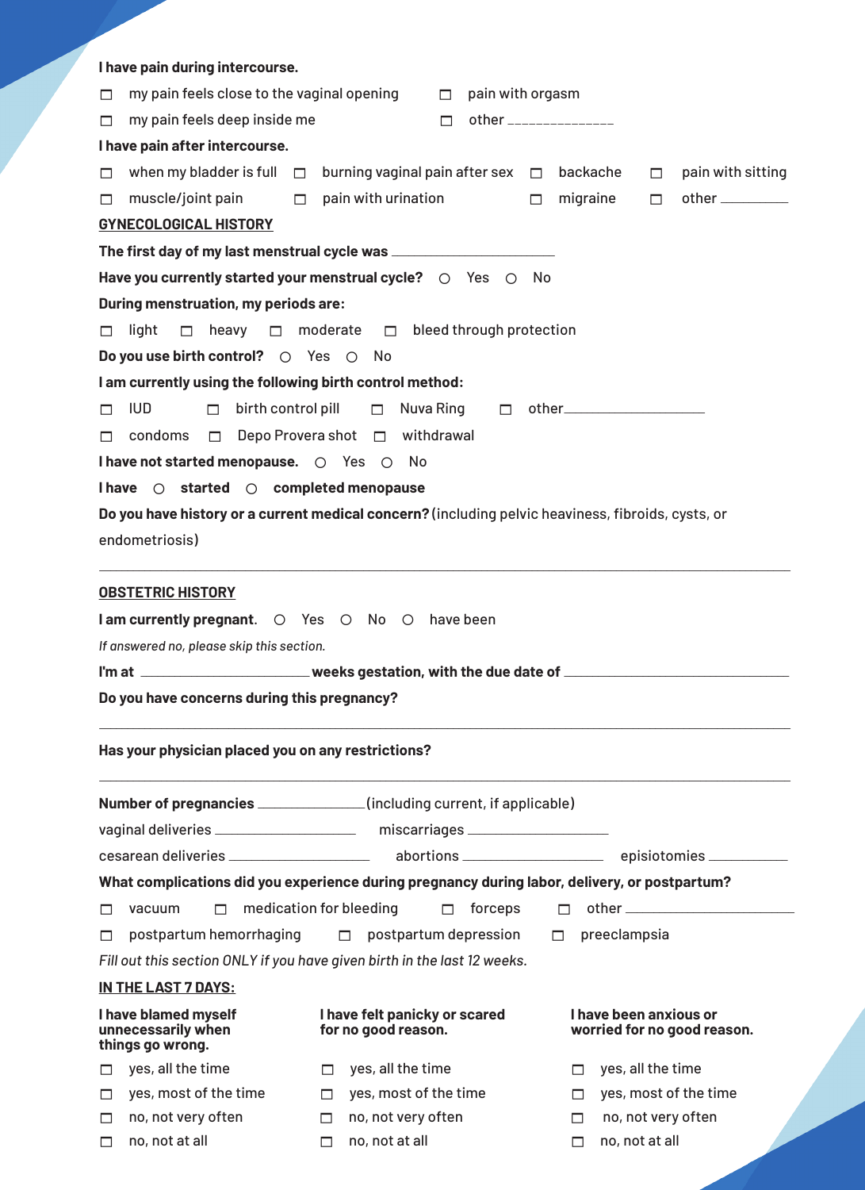**I have pain during intercourse.**

- ☐ my pain feels close to the vaginal opening
- ☐ pain with orgasm
- ☐ my pain feels deep inside me
- ☐ other _______________

**I have pain after intercourse.**

- ☐ when my bladder is full
- ☐ burning vaginal pain after sex
- ☐ backache
- ☐ pain with sitting
- ☐ muscle/joint pain
- ☐ pain with urination
- ☐ migraine
- ☐ other __________

## GYNECOLOGICAL HISTORY

**The first day of my last menstrual cycle was** ____________________

**Have you currently started your menstrual cycle?** ○ Yes ○ No

**During menstruation, my periods are:**

- ☐ light
- ☐ heavy
- ☐ moderate
- ☐ bleed through protection

**Do you use birth control?** ○ Yes ○ No

**I am currently using the following birth control method:**

- ☐ IUD
- ☐ birth control pill
- ☐ Nuva Ring
- ☐ other____________________
- ☐ condoms
- ☐ Depo Provera shot
- ☐ withdrawal

**I have not started menopause.** ○ Yes ○ No

**I have** ○ **started** ○ **completed menopause**

**Do you have history or a current medical concern?** (including pelvic heaviness, fibroids, cysts, or endometriosis)

________________________________________________________________

## OBSTETRIC HISTORY

**I am currently pregnant.** ○ Yes ○ No ○ have been

*If answered no, please skip this section.*

**I'm at** ____________________ **weeks gestation, with the due date of** ____________________

**Do you have concerns during this pregnancy?**

________________________________________________________________

**Has your physician placed you on any restrictions?**

________________________________________________________________

**Number of pregnancies** ______________ (including current, if applicable)

vaginal deliveries ________________ miscarriages ________________

cesarean deliveries ________________ abortions ________________ episiotomies __________

**What complications did you experience during pregnancy during labor, delivery, or postpartum?**

- ☐ vacuum
- ☐ medication for bleeding
- ☐ forceps
- ☐ other ____________________
- ☐ postpartum hemorrhaging
- ☐ postpartum depression
- ☐ preeclampsia

*Fill out this section ONLY if you have given birth in the last 12 weeks.*

## IN THE LAST 7 DAYS:

**I have blamed myself unnecessarily when things go wrong.**

- ☐ yes, all the time
- ☐ yes, most of the time
- ☐ no, not very often
- ☐ no, not at all

**I have felt panicky or scared for no good reason.**

- ☐ yes, all the time
- ☐ yes, most of the time
- ☐ no, not very often
- ☐ no, not at all

**I have been anxious or worried for no good reason.**

- ☐ yes, all the time
- ☐ yes, most of the time
- ☐ no, not very often
- ☐ no, not at all